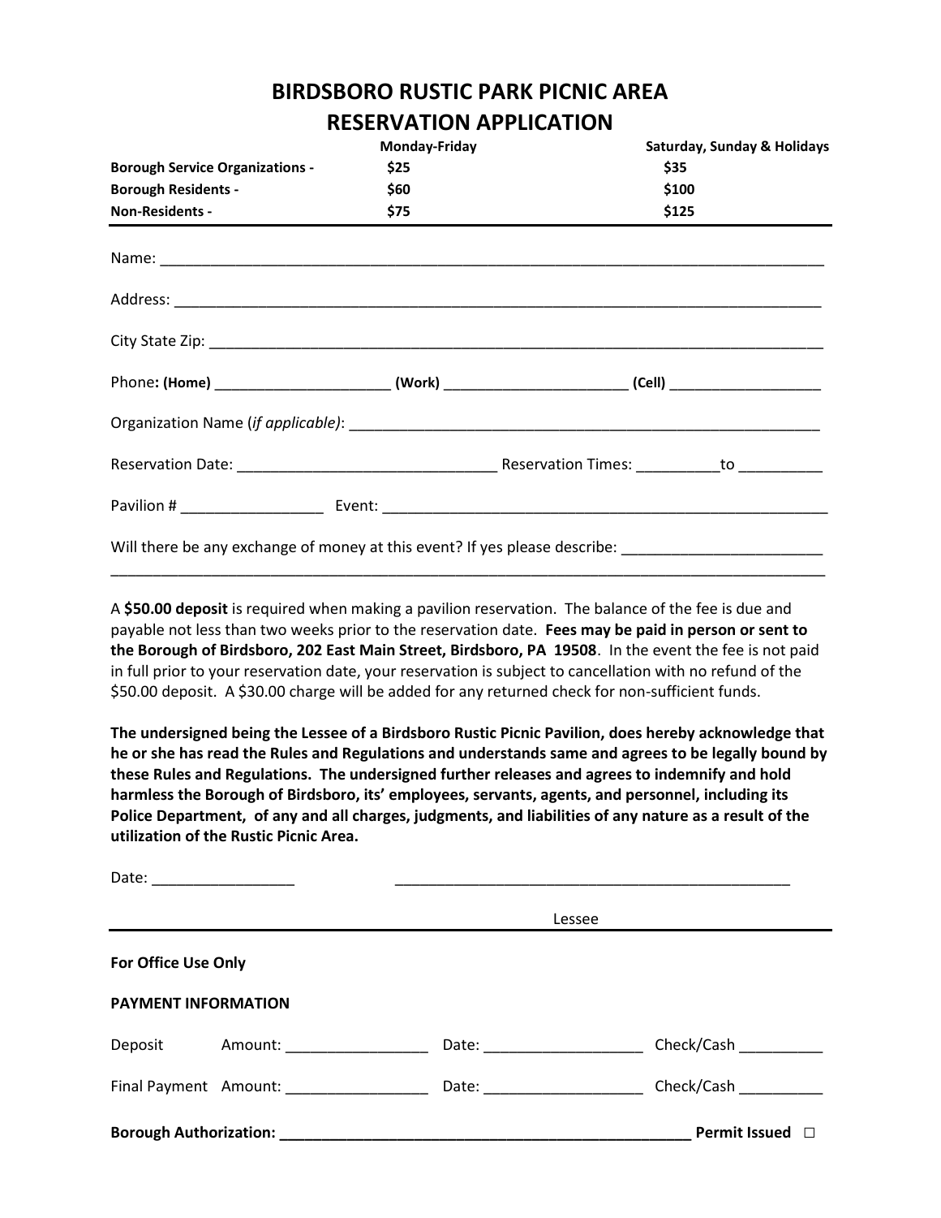# BIRDSBORO RUSTIC PARK PICNIC AREA
# RESERVATION APPLICATION

| | Monday-Friday | Saturday, Sunday & Holidays |
|---|---|---|
| **Borough Service Organizations -** | **$25** | **$35** |
| **Borough Residents -** | **$60** | **$100** |
| **Non-Residents -** | **$75** | **$125** |

Name: ______________________________________________________________________________

Address: ____________________________________________________________________________

City State Zip: _______________________________________________________________________

Phone: **(Home)** ______________________ **(Work)** ______________________ **(Cell)** ___________________

Organization Name (*if applicable*): ________________________________________________________

Reservation Date: ______________________________ Reservation Times: __________to __________

Pavilion # _________________ Event: ______________________________________________________

Will there be any exchange of money at this event? If yes please describe: ________________________

_____________________________________________________________________________________

A **$50.00 deposit** is required when making a pavilion reservation. The balance of the fee is due and payable not less than two weeks prior to the reservation date. **Fees may be paid in person or sent to the Borough of Birdsboro, 202 East Main Street, Birdsboro, PA 19508**. In the event the fee is not paid in full prior to your reservation date, your reservation is subject to cancellation with no refund of the $50.00 deposit. A $30.00 charge will be added for any returned check for non-sufficient funds.

**The undersigned being the Lessee of a Birdsboro Rustic Picnic Pavilion, does hereby acknowledge that he or she has read the Rules and Regulations and understands same and agrees to be legally bound by these Rules and Regulations. The undersigned further releases and agrees to indemnify and hold harmless the Borough of Birdsboro, its' employees, servants, agents, and personnel, including its Police Department, of any and all charges, judgments, and liabilities of any nature as a result of the utilization of the Rustic Picnic Area.**

Date: _________________ ________________________________________________

Lessee

**For Office Use Only**

**PAYMENT INFORMATION**

Deposit Amount: _________________ Date: ___________________ Check/Cash __________

Final Payment Amount: _________________ Date: ___________________ Check/Cash __________

**Borough Authorization: ___________________________________________________ Permit Issued** ☐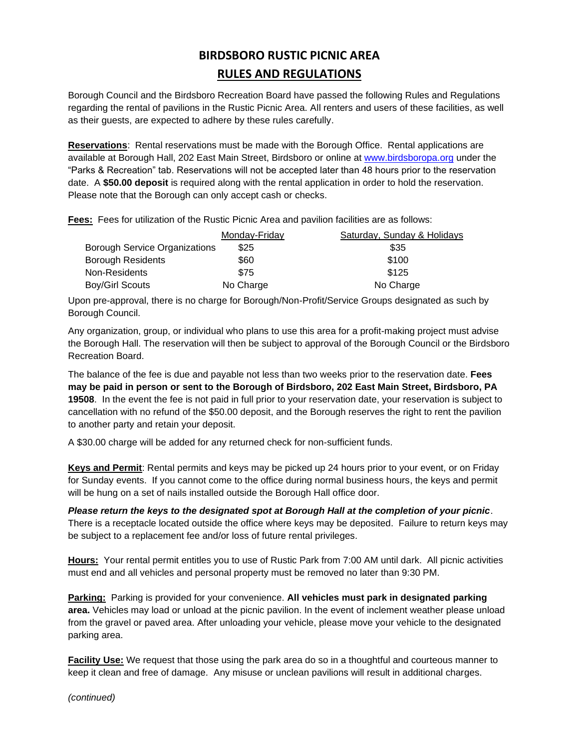# BIRDSBORO RUSTIC PICNIC AREA

## RULES AND REGULATIONS

Borough Council and the Birdsboro Recreation Board have passed the following Rules and Regulations regarding the rental of pavilions in the Rustic Picnic Area. All renters and users of these facilities, as well as their guests, are expected to adhere by these rules carefully.

**Reservations**: Rental reservations must be made with the Borough Office. Rental applications are available at Borough Hall, 202 East Main Street, Birdsboro or online at [www.birdsboropa.org](http://www.birdsboropa.org) under the "Parks & Recreation" tab. Reservations will not be accepted later than 48 hours prior to the reservation date. A **$50.00 deposit** is required along with the rental application in order to hold the reservation. Please note that the Borough can only accept cash or checks.

**Fees:** Fees for utilization of the Rustic Picnic Area and pavilion facilities are as follows:

| | Monday-Friday | Saturday, Sunday & Holidays |
|---|---|---|
| Borough Service Organizations | $25 | $35 |
| Borough Residents | $60 | $100 |
| Non-Residents | $75 | $125 |
| Boy/Girl Scouts | No Charge | No Charge |

Upon pre-approval, there is no charge for Borough/Non-Profit/Service Groups designated as such by Borough Council.

Any organization, group, or individual who plans to use this area for a profit-making project must advise the Borough Hall. The reservation will then be subject to approval of the Borough Council or the Birdsboro Recreation Board.

The balance of the fee is due and payable not less than two weeks prior to the reservation date. **Fees may be paid in person or sent to the Borough of Birdsboro, 202 East Main Street, Birdsboro, PA 19508**. In the event the fee is not paid in full prior to your reservation date, your reservation is subject to cancellation with no refund of the $50.00 deposit, and the Borough reserves the right to rent the pavilion to another party and retain your deposit.

A $30.00 charge will be added for any returned check for non-sufficient funds.

**Keys and Permit**: Rental permits and keys may be picked up 24 hours prior to your event, or on Friday for Sunday events. If you cannot come to the office during normal business hours, the keys and permit will be hung on a set of nails installed outside the Borough Hall office door.

***Please return the keys to the designated spot at Borough Hall at the completion of your picnic***. There is a receptacle located outside the office where keys may be deposited. Failure to return keys may be subject to a replacement fee and/or loss of future rental privileges.

**Hours:** Your rental permit entitles you to use of Rustic Park from 7:00 AM until dark. All picnic activities must end and all vehicles and personal property must be removed no later than 9:30 PM.

**Parking:** Parking is provided for your convenience. **All vehicles must park in designated parking area.** Vehicles may load or unload at the picnic pavilion. In the event of inclement weather please unload from the gravel or paved area. After unloading your vehicle, please move your vehicle to the designated parking area.

**Facility Use:** We request that those using the park area do so in a thoughtful and courteous manner to keep it clean and free of damage. Any misuse or unclean pavilions will result in additional charges.

*(continued)*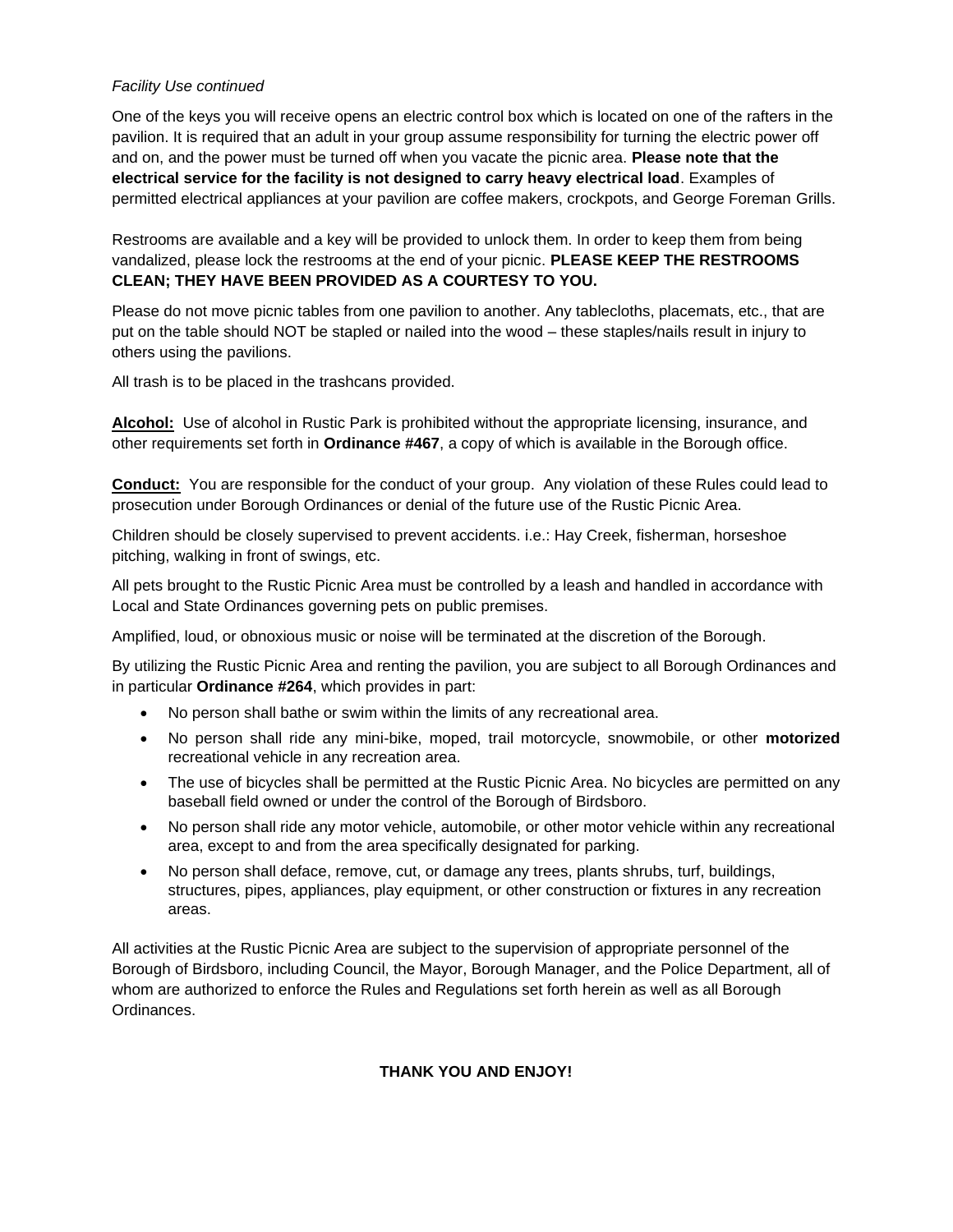*Facility Use continued*

One of the keys you will receive opens an electric control box which is located on one of the rafters in the pavilion. It is required that an adult in your group assume responsibility for turning the electric power off and on, and the power must be turned off when you vacate the picnic area. **Please note that the electrical service for the facility is not designed to carry heavy electrical load**. Examples of permitted electrical appliances at your pavilion are coffee makers, crockpots, and George Foreman Grills.

Restrooms are available and a key will be provided to unlock them. In order to keep them from being vandalized, please lock the restrooms at the end of your picnic. **PLEASE KEEP THE RESTROOMS CLEAN; THEY HAVE BEEN PROVIDED AS A COURTESY TO YOU.**

Please do not move picnic tables from one pavilion to another. Any tablecloths, placemats, etc., that are put on the table should NOT be stapled or nailed into the wood – these staples/nails result in injury to others using the pavilions.

All trash is to be placed in the trashcans provided.

**Alcohol:** Use of alcohol in Rustic Park is prohibited without the appropriate licensing, insurance, and other requirements set forth in **Ordinance #467**, a copy of which is available in the Borough office.

**Conduct:** You are responsible for the conduct of your group. Any violation of these Rules could lead to prosecution under Borough Ordinances or denial of the future use of the Rustic Picnic Area.

Children should be closely supervised to prevent accidents. i.e.: Hay Creek, fisherman, horseshoe pitching, walking in front of swings, etc.

All pets brought to the Rustic Picnic Area must be controlled by a leash and handled in accordance with Local and State Ordinances governing pets on public premises.

Amplified, loud, or obnoxious music or noise will be terminated at the discretion of the Borough.

By utilizing the Rustic Picnic Area and renting the pavilion, you are subject to all Borough Ordinances and in particular **Ordinance #264**, which provides in part:

- No person shall bathe or swim within the limits of any recreational area.
- No person shall ride any mini-bike, moped, trail motorcycle, snowmobile, or other **motorized** recreational vehicle in any recreation area.
- The use of bicycles shall be permitted at the Rustic Picnic Area. No bicycles are permitted on any baseball field owned or under the control of the Borough of Birdsboro.
- No person shall ride any motor vehicle, automobile, or other motor vehicle within any recreational area, except to and from the area specifically designated for parking.
- No person shall deface, remove, cut, or damage any trees, plants shrubs, turf, buildings, structures, pipes, appliances, play equipment, or other construction or fixtures in any recreation areas.

All activities at the Rustic Picnic Area are subject to the supervision of appropriate personnel of the Borough of Birdsboro, including Council, the Mayor, Borough Manager, and the Police Department, all of whom are authorized to enforce the Rules and Regulations set forth herein as well as all Borough Ordinances.

**THANK YOU AND ENJOY!**